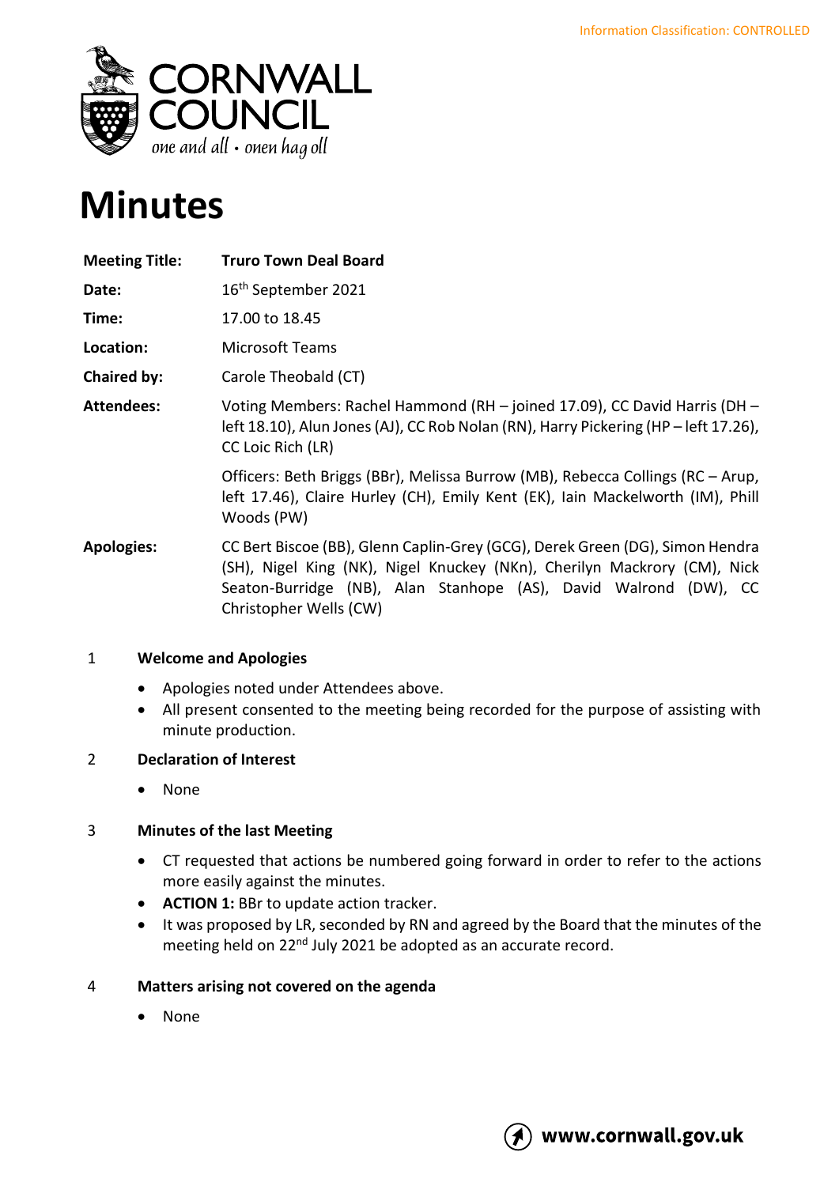Information Classification: CONTROLLED

# Minutes

| | |
|---|---|
| **Meeting Title:** | **Truro Town Deal Board** |
| **Date:** | 16th September 2021 |
| **Time:** | 17.00 to 18.45 |
| **Location:** | Microsoft Teams |
| **Chaired by:** | Carole Theobald (CT) |
| **Attendees:** | Voting Members: Rachel Hammond (RH – joined 17.09), CC David Harris (DH – left 18.10), Alun Jones (AJ), CC Rob Nolan (RN), Harry Pickering (HP – left 17.26), CC Loic Rich (LR) |
| | Officers: Beth Briggs (BBr), Melissa Burrow (MB), Rebecca Collings (RC – Arup, left 17.46), Claire Hurley (CH), Emily Kent (EK), Iain Mackelworth (IM), Phill Woods (PW) |
| **Apologies:** | CC Bert Biscoe (BB), Glenn Caplin-Grey (GCG), Derek Green (DG), Simon Hendra (SH), Nigel King (NK), Nigel Knuckey (NKn), Cherilyn Mackrory (CM), Nick Seaton-Burridge (NB), Alan Stanhope (AS), David Walrond (DW), CC Christopher Wells (CW) |

## 1 Welcome and Apologies

- Apologies noted under Attendees above.
- All present consented to the meeting being recorded for the purpose of assisting with minute production.

## 2 Declaration of Interest

- None

## 3 Minutes of the last Meeting

- CT requested that actions be numbered going forward in order to refer to the actions more easily against the minutes.
- **ACTION 1:** BBr to update action tracker.
- It was proposed by LR, seconded by RN and agreed by the Board that the minutes of the meeting held on 22nd July 2021 be adopted as an accurate record.

## 4 Matters arising not covered on the agenda

- None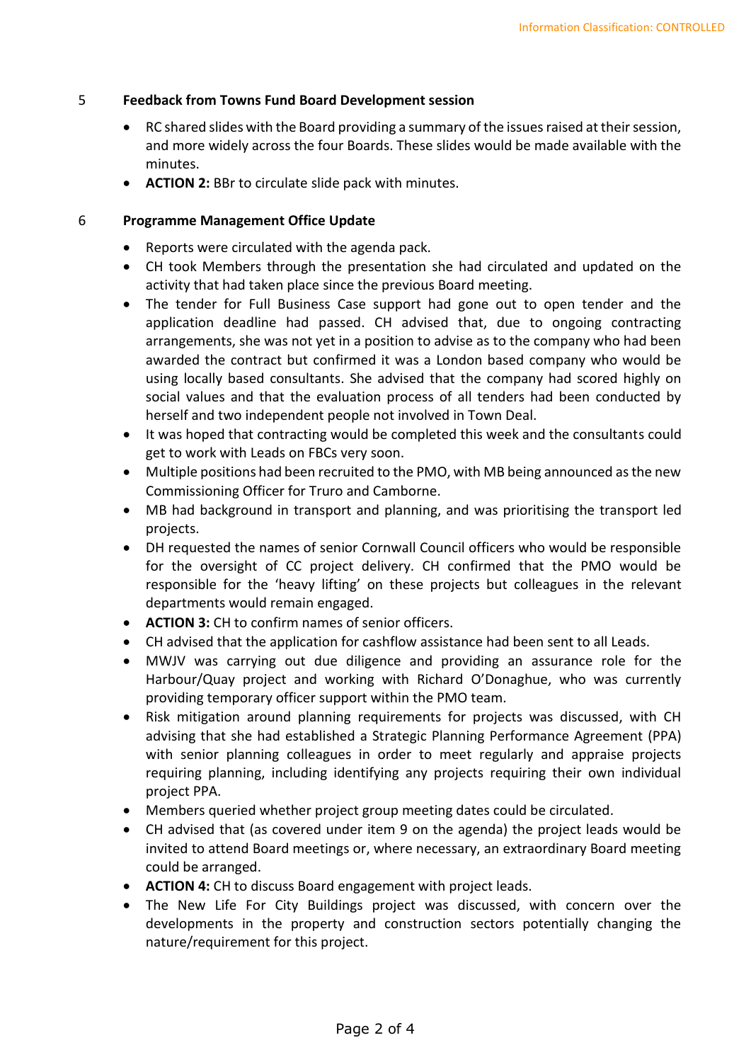## 5 Feedback from Towns Fund Board Development session

- RC shared slides with the Board providing a summary of the issues raised at their session, and more widely across the four Boards. These slides would be made available with the minutes.
- **ACTION 2:** BBr to circulate slide pack with minutes.

## 6 Programme Management Office Update

- Reports were circulated with the agenda pack.
- CH took Members through the presentation she had circulated and updated on the activity that had taken place since the previous Board meeting.
- The tender for Full Business Case support had gone out to open tender and the application deadline had passed. CH advised that, due to ongoing contracting arrangements, she was not yet in a position to advise as to the company who had been awarded the contract but confirmed it was a London based company who would be using locally based consultants. She advised that the company had scored highly on social values and that the evaluation process of all tenders had been conducted by herself and two independent people not involved in Town Deal.
- It was hoped that contracting would be completed this week and the consultants could get to work with Leads on FBCs very soon.
- Multiple positions had been recruited to the PMO, with MB being announced as the new Commissioning Officer for Truro and Camborne.
- MB had background in transport and planning, and was prioritising the transport led projects.
- DH requested the names of senior Cornwall Council officers who would be responsible for the oversight of CC project delivery. CH confirmed that the PMO would be responsible for the 'heavy lifting' on these projects but colleagues in the relevant departments would remain engaged.
- **ACTION 3:** CH to confirm names of senior officers.
- CH advised that the application for cashflow assistance had been sent to all Leads.
- MWJV was carrying out due diligence and providing an assurance role for the Harbour/Quay project and working with Richard O'Donaghue, who was currently providing temporary officer support within the PMO team.
- Risk mitigation around planning requirements for projects was discussed, with CH advising that she had established a Strategic Planning Performance Agreement (PPA) with senior planning colleagues in order to meet regularly and appraise projects requiring planning, including identifying any projects requiring their own individual project PPA.
- Members queried whether project group meeting dates could be circulated.
- CH advised that (as covered under item 9 on the agenda) the project leads would be invited to attend Board meetings or, where necessary, an extraordinary Board meeting could be arranged.
- **ACTION 4:** CH to discuss Board engagement with project leads.
- The New Life For City Buildings project was discussed, with concern over the developments in the property and construction sectors potentially changing the nature/requirement for this project.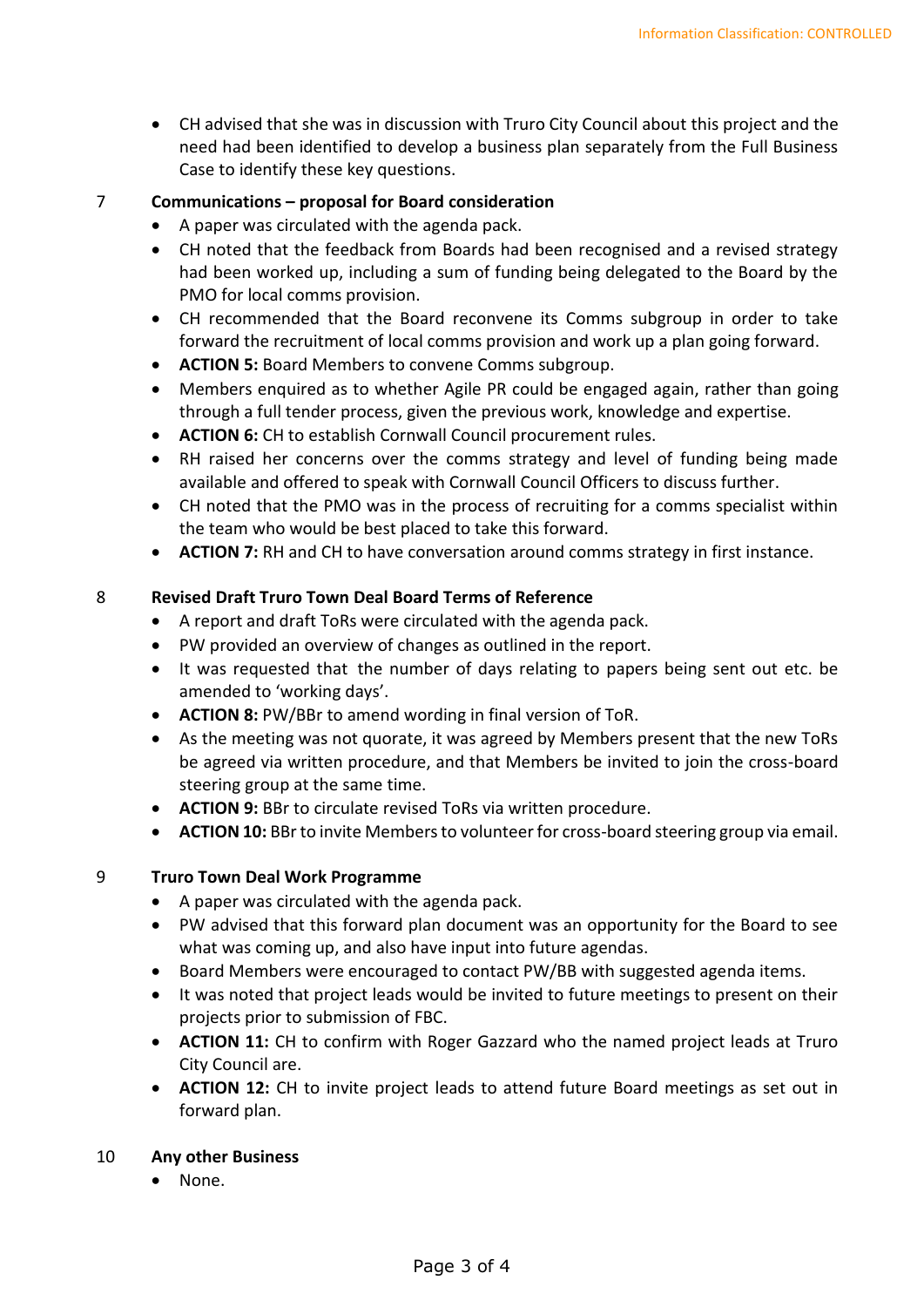- CH advised that she was in discussion with Truro City Council about this project and the need had been identified to develop a business plan separately from the Full Business Case to identify these key questions.

7 **Communications – proposal for Board consideration**

- A paper was circulated with the agenda pack.
- CH noted that the feedback from Boards had been recognised and a revised strategy had been worked up, including a sum of funding being delegated to the Board by the PMO for local comms provision.
- CH recommended that the Board reconvene its Comms subgroup in order to take forward the recruitment of local comms provision and work up a plan going forward.
- **ACTION 5:** Board Members to convene Comms subgroup.
- Members enquired as to whether Agile PR could be engaged again, rather than going through a full tender process, given the previous work, knowledge and expertise.
- **ACTION 6:** CH to establish Cornwall Council procurement rules.
- RH raised her concerns over the comms strategy and level of funding being made available and offered to speak with Cornwall Council Officers to discuss further.
- CH noted that the PMO was in the process of recruiting for a comms specialist within the team who would be best placed to take this forward.
- **ACTION 7:** RH and CH to have conversation around comms strategy in first instance.

8 **Revised Draft Truro Town Deal Board Terms of Reference**

- A report and draft ToRs were circulated with the agenda pack.
- PW provided an overview of changes as outlined in the report.
- It was requested that the number of days relating to papers being sent out etc. be amended to 'working days'.
- **ACTION 8:** PW/BBr to amend wording in final version of ToR.
- As the meeting was not quorate, it was agreed by Members present that the new ToRs be agreed via written procedure, and that Members be invited to join the cross-board steering group at the same time.
- **ACTION 9:** BBr to circulate revised ToRs via written procedure.
- **ACTION 10:** BBr to invite Members to volunteer for cross-board steering group via email.

9 **Truro Town Deal Work Programme**

- A paper was circulated with the agenda pack.
- PW advised that this forward plan document was an opportunity for the Board to see what was coming up, and also have input into future agendas.
- Board Members were encouraged to contact PW/BB with suggested agenda items.
- It was noted that project leads would be invited to future meetings to present on their projects prior to submission of FBC.
- **ACTION 11:** CH to confirm with Roger Gazzard who the named project leads at Truro City Council are.
- **ACTION 12:** CH to invite project leads to attend future Board meetings as set out in forward plan.

10 **Any other Business**

- None.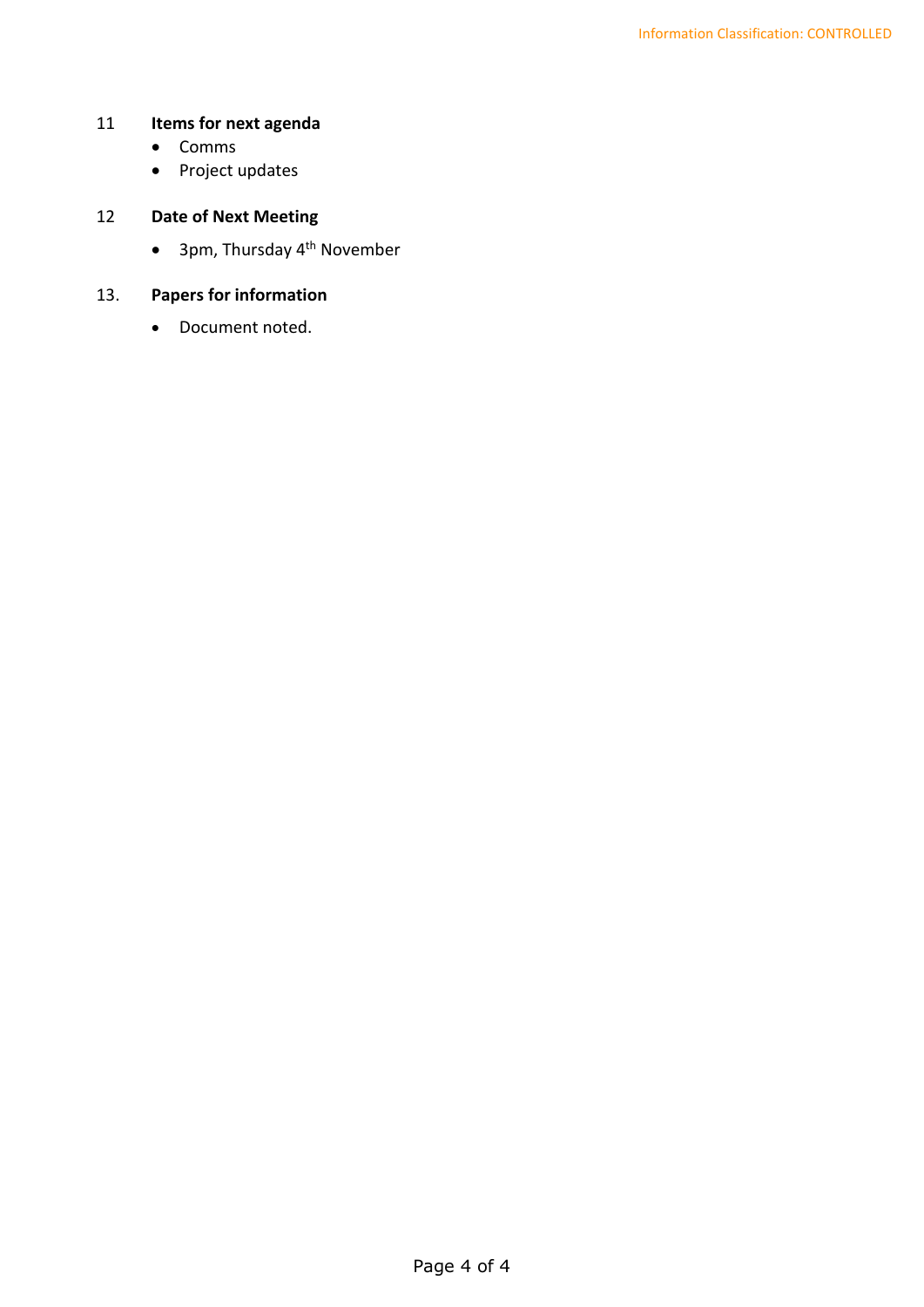## 11 Items for next agenda

- Comms
- Project updates

## 12 Date of Next Meeting

- 3pm, Thursday 4th November

## 13. Papers for information

- Document noted.